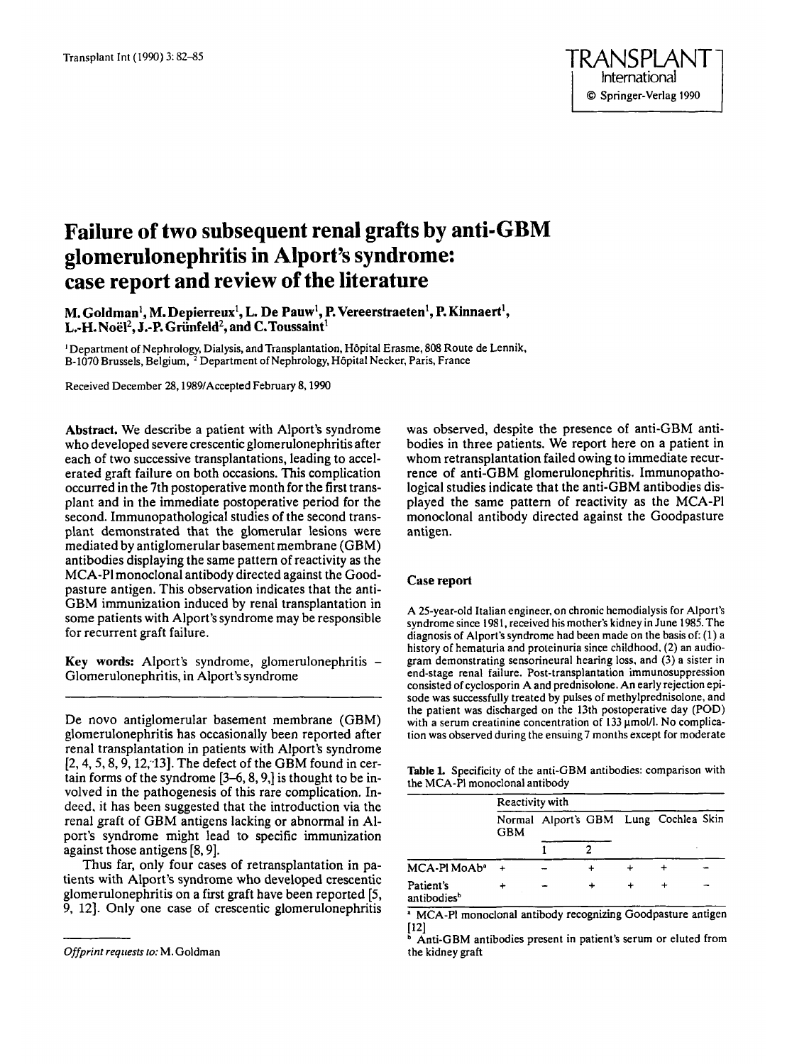# Failure of two subsequent renal grafts by anti-GBM glomerulonephritis in Alport's syndrome: case report and review of the literature

**M. Goldman[1], M. Depierreux[1], L. De Pauw[1], P. Vereerstraeten[1], P. Kinnaert[1], L.-H. Noël[2], J.-P. Grünfeld[2], and C. Toussaint[1]**

[1] Department of Nephrology, Dialysis, and Transplantation, Hôpital Erasme, 808 Route de Lennik, B-1070 Brussels, Belgium, [2] Department of Nephrology, Hôpital Necker, Paris, France

Received December 28, 1989/Accepted February 8, 1990

**Abstract.** We describe a patient with Alport's syndrome who developed severe crescentic glomerulonephritis after each of two successive transplantations, leading to accelerated graft failure on both occasions. This complication occurred in the 7th postoperative month for the first transplant and in the immediate postoperative period for the second. Immunopathological studies of the second transplant demonstrated that the glomerular lesions were mediated by antiglomerular basement membrane (GBM) antibodies displaying the same pattern of reactivity as the MCA-P1 monoclonal antibody directed against the Goodpasture antigen. This observation indicates that the anti-GBM immunization induced by renal transplantation in some patients with Alport's syndrome may be responsible for recurrent graft failure.

**Key words:** Alport's syndrome, glomerulonephritis – Glomerulonephritis, in Alport's syndrome

De novo antiglomerular basement membrane (GBM) glomerulonephritis has occasionally been reported after renal transplantation in patients with Alport's syndrome [2, 4, 5, 8, 9, 12, 13]. The defect of the GBM found in certain forms of the syndrome [3–6, 8, 9,] is thought to be involved in the pathogenesis of this rare complication. Indeed, it has been suggested that the introduction via the renal graft of GBM antigens lacking or abnormal in Alport's syndrome might lead to specific immunization against those antigens [8, 9].

Thus far, only four cases of retransplantation in patients with Alport's syndrome who developed crescentic glomerulonephritis on a first graft have been reported [5, 9, 12]. Only one case of crescentic glomerulonephritis was observed, despite the presence of anti-GBM antibodies in three patients. We report here on a patient in whom retransplantation failed owing to immediate recurrence of anti-GBM glomerulonephritis. Immunopathological studies indicate that the anti-GBM antibodies displayed the same pattern of reactivity as the MCA-P1 monoclonal antibody directed against the Goodpasture antigen.

*Offprint requests to:* M. Goldman

## Case report

A 25-year-old Italian engineer, on chronic hemodialysis for Alport's syndrome since 1981, received his mother's kidney in June 1985. The diagnosis of Alport's syndrome had been made on the basis of: (1) a history of hematuria and proteinuria since childhood, (2) an audiogram demonstrating sensorineural hearing loss, and (3) a sister in end-stage renal failure. Post-transplantation immunosuppression consisted of cyclosporin A and prednisolone. An early rejection episode was successfully treated by pulses of methylprednisolone, and the patient was discharged on the 13th postoperative day (POD) with a serum creatinine concentration of 133 µmol/l. No complication was observed during the ensuing 7 months except for moderate

**Table 1.** Specificity of the anti-GBM antibodies: comparison with the MCA-P1 monoclonal antibody

| | Reactivity with | | | | | |
|---|---|---|---|---|---|---|
| | Normal GBM | Alport's GBM | | Lung | Cochlea | Skin |
| | | 1 | 2 | | | |
| MCA-P1 MoAb[a] | + | – | + | + | + | – |
| Patient's antibodies[b] | + | – | + | + | + | – |

[a] MCA-P1 monoclonal antibody recognizing Goodpasture antigen [12]

[b] Anti-GBM antibodies present in patient's serum or eluted from the kidney graft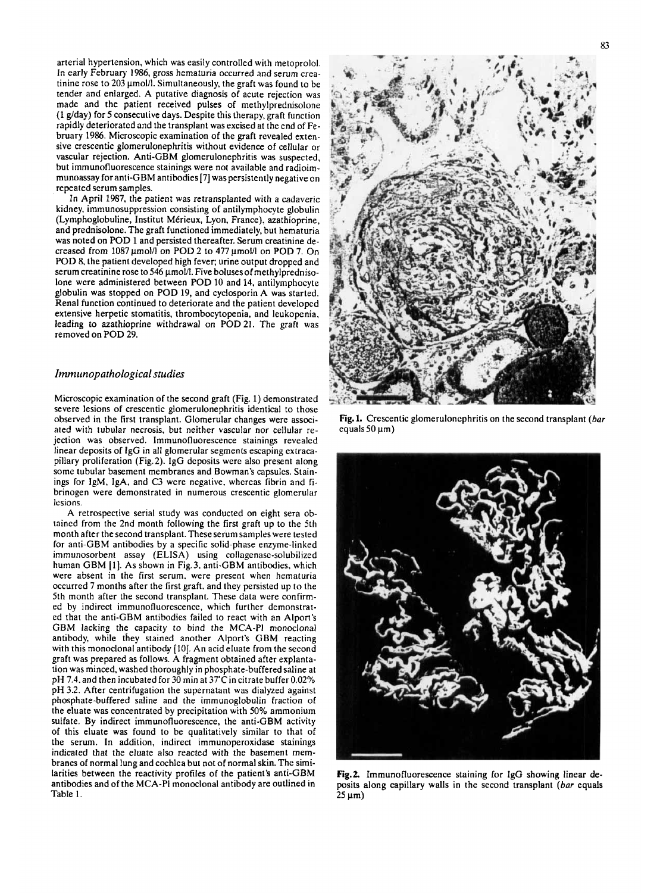arterial hypertension, which was easily controlled with metoprolol. In early February 1986, gross hematuria occurred and serum creatinine rose to 203 μmol/l. Simultaneously, the graft was found to be tender and enlarged. A putative diagnosis of acute rejection was made and the patient received pulses of methylprednisolone (1 g/day) for 5 consecutive days. Despite this therapy, graft function rapidly deteriorated and the transplant was excised at the end of February 1986. Microscopic examination of the graft revealed extensive crescentic glomerulonephritis without evidence of cellular or vascular rejection. Anti-GBM glomerulonephritis was suspected, but immunofluorescence stainings were not available and radioimmunoassay for anti-GBM antibodies [7] was persistently negative on repeated serum samples.

In April 1987, the patient was retransplanted with a cadaveric kidney, immunosuppression consisting of antilymphocyte globulin (Lymphoglobuline, Institut Mérieux, Lyon, France), azathioprine, and prednisolone. The graft functioned immediately, but hematuria was noted on POD 1 and persisted thereafter. Serum creatinine decreased from 1087 μmol/l on POD 2 to 477 μmol/l on POD 7. On POD 8, the patient developed high fever; urine output dropped and serum creatinine rose to 546 μmol/l. Five boluses of methylprednisolone were administered between POD 10 and 14, antilymphocyte globulin was stopped on POD 19, and cyclosporin A was started. Renal function continued to deteriorate and the patient developed extensive herpetic stomatitis, thrombocytopenia, and leukopenia, leading to azathioprine withdrawal on POD 21. The graft was removed on POD 29.

## *Immunopathological studies*

Microscopic examination of the second graft (Fig. 1) demonstrated severe lesions of crescentic glomerulonephritis identical to those observed in the first transplant. Glomerular changes were associated with tubular necrosis, but neither vascular nor cellular rejection was observed. Immunofluorescence stainings revealed linear deposits of IgG in all glomerular segments escaping extracapillary proliferation (Fig. 2). IgG deposits were also present along some tubular basement membranes and Bowman's capsules. Stainings for IgM, IgA, and C3 were negative, whereas fibrin and fibrinogen were demonstrated in numerous crescentic glomerular lesions.

A retrospective serial study was conducted on eight sera obtained from the 2nd month following the first graft up to the 5th month after the second transplant. These serum samples were tested for anti-GBM antibodies by a specific solid-phase enzyme-linked immunosorbent assay (ELISA) using collagenase-solubilized human GBM [1]. As shown in Fig. 3, anti-GBM antibodies, which were absent in the first serum, were present when hematuria occurred 7 months after the first graft, and they persisted up to the 5th month after the second transplant. These data were confirmed by indirect immunofluorescence, which further demonstrated that the anti-GBM antibodies failed to react with an Alport's GBM lacking the capacity to bind the MCA-P1 monoclonal antibody, while they stained another Alport's GBM reacting with this monoclonal antibody [10]. An acid eluate from the second graft was prepared as follows. A fragment obtained after explantation was minced, washed thoroughly in phosphate-buffered saline at pH 7.4, and then incubated for 30 min at 37°C in citrate buffer 0.02% pH 3.2. After centrifugation the supernatant was dialyzed against phosphate-buffered saline and the immunoglobulin fraction of the eluate was concentrated by precipitation with 50% ammonium sulfate. By indirect immunofluorescence, the anti-GBM activity of this eluate was found to be qualitatively similar to that of the serum. In addition, indirect immunoperoxidase stainings indicated that the eluate also reacted with the basement membranes of normal lung and cochlea but not of normal skin. The similarities between the reactivity profiles of the patient's anti-GBM antibodies and of the MCA-P1 monoclonal antibody are outlined in Table 1.

**Fig. 1.** Crescentic glomerulonephritis on the second transplant (*bar* equals 50 μm)

**Fig. 2.** Immunofluorescence staining for IgG showing linear deposits along capillary walls in the second transplant (*bar* equals 25 μm)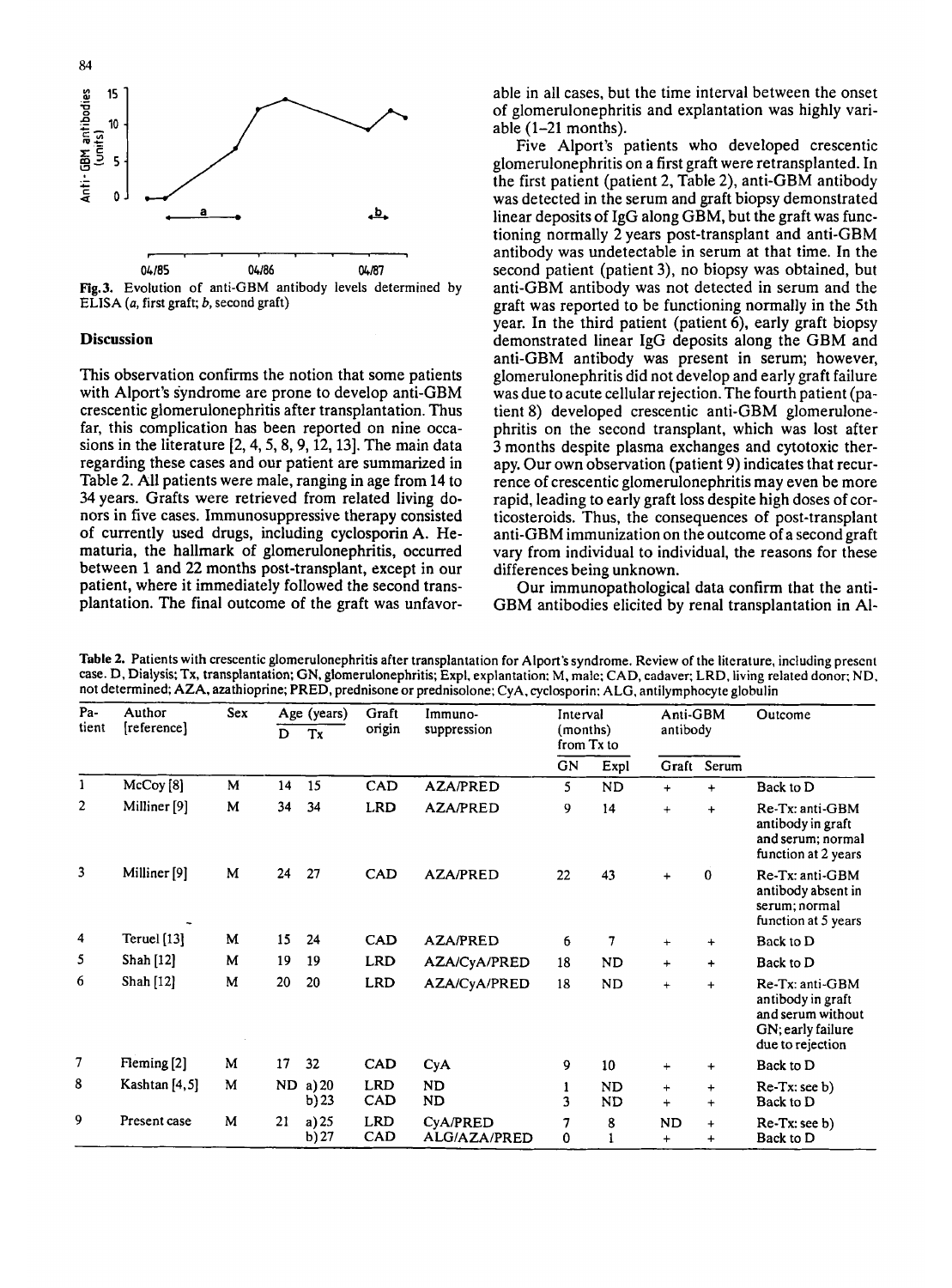Anti-GBM antibodies (units)

15

10

5

0

a

b

04/85 04/86 04/87

**Fig. 3.** Evolution of anti-GBM antibody levels determined by ELISA (*a*, first graft; *b*, second graft)

## Discussion

This observation confirms the notion that some patients with Alport's syndrome are prone to develop anti-GBM crescentic glomerulonephritis after transplantation. Thus far, this complication has been reported on nine occasions in the literature [2, 4, 5, 8, 9, 12, 13]. The main data regarding these cases and our patient are summarized in Table 2. All patients were male, ranging in age from 14 to 34 years. Grafts were retrieved from related living donors in five cases. Immunosuppressive therapy consisted of currently used drugs, including cyclosporin A. Hematuria, the hallmark of glomerulonephritis, occurred between 1 and 22 months post-transplant, except in our patient, where it immediately followed the second transplantation. The final outcome of the graft was unfavorable in all cases, but the time interval between the onset of glomerulonephritis and explantation was highly variable (1–21 months).

Five Alport's patients who developed crescentic glomerulonephritis on a first graft were retransplanted. In the first patient (patient 2, Table 2), anti-GBM antibody was detected in the serum and graft biopsy demonstrated linear deposits of IgG along GBM, but the graft was functioning normally 2 years post-transplant and anti-GBM antibody was undetectable in serum at that time. In the second patient (patient 3), no biopsy was obtained, but anti-GBM antibody was not detected in serum and the graft was reported to be functioning normally in the 5th year. In the third patient (patient 6), early graft biopsy demonstrated linear IgG deposits along the GBM and anti-GBM antibody was present in serum; however, glomerulonephritis did not develop and early graft failure was due to acute cellular rejection. The fourth patient (patient 8) developed crescentic anti-GBM glomerulonephritis on the second transplant, which was lost after 3 months despite plasma exchanges and cytotoxic therapy. Our own observation (patient 9) indicates that recurrence of crescentic glomerulonephritis may even be more rapid, leading to early graft loss despite high doses of corticosteroids. Thus, the consequences of post-transplant anti-GBM immunization on the outcome of a second graft vary from individual to individual, the reasons for these differences being unknown.

Our immunopathological data confirm that the anti-GBM antibodies elicited by renal transplantation in Al-

**Table 2.** Patients with crescentic glomerulonephritis after transplantation for Alport's syndrome. Review of the literature, including present case. D, Dialysis; Tx, transplantation; GN, glomerulonephritis; Expl, explantation; M, male; CAD, cadaver; LRD, living related donor; ND, not determined; AZA, azathioprine; PRED, prednisone or prednisolone; CyA, cyclosporin; ALG, antilymphocyte globulin

| Patient | Author [reference] | Sex | Age (years) | | Graft origin | Immunosuppression | Interval (months) from Tx to | | Anti-GBM antibody | | Outcome |
|---|---|---|---|---|---|---|---|---|---|---|---|
| | | | D | Tx | | | GN | Expl | Graft | Serum | |
| 1 | McCoy [8] | M | 14 | 15 | CAD | AZA/PRED | 5 | ND | + | + | Back to D |
| 2 | Milliner [9] | M | 34 | 34 | LRD | AZA/PRED | 9 | 14 | + | + | Re-Tx: anti-GBM antibody in graft and serum; normal function at 2 years |
| 3 | Milliner [9] | M | 24 | 27 | CAD | AZA/PRED | 22 | 43 | + | 0 | Re-Tx: anti-GBM antibody absent in serum; normal function at 5 years |
| 4 | Teruel [13] | M | 15 | 24 | CAD | AZA/PRED | 6 | 7 | + | + | Back to D |
| 5 | Shah [12] | M | 19 | 19 | LRD | AZA/CyA/PRED | 18 | ND | + | + | Back to D |
| 6 | Shah [12] | M | 20 | 20 | LRD | AZA/CyA/PRED | 18 | ND | + | + | Re-Tx: anti-GBM antibody in graft and serum without GN; early failure due to rejection |
| 7 | Fleming [2] | M | 17 | 32 | CAD | CyA | 9 | 10 | + | + | Back to D |
| 8 | Kashtan [4, 5] | M | ND | a) 20<br>b) 23 | LRD<br>CAD | ND<br>ND | 1<br>3 | ND<br>ND | +<br>+ | +<br>+ | Re-Tx: see b)<br>Back to D |
| 9 | Present case | M | 21 | a) 25<br>b) 27 | LRD<br>CAD | CyA/PRED<br>ALG/AZA/PRED | 7<br>0 | 8<br>1 | ND<br>+ | +<br>+ | Re-Tx: see b)<br>Back to D |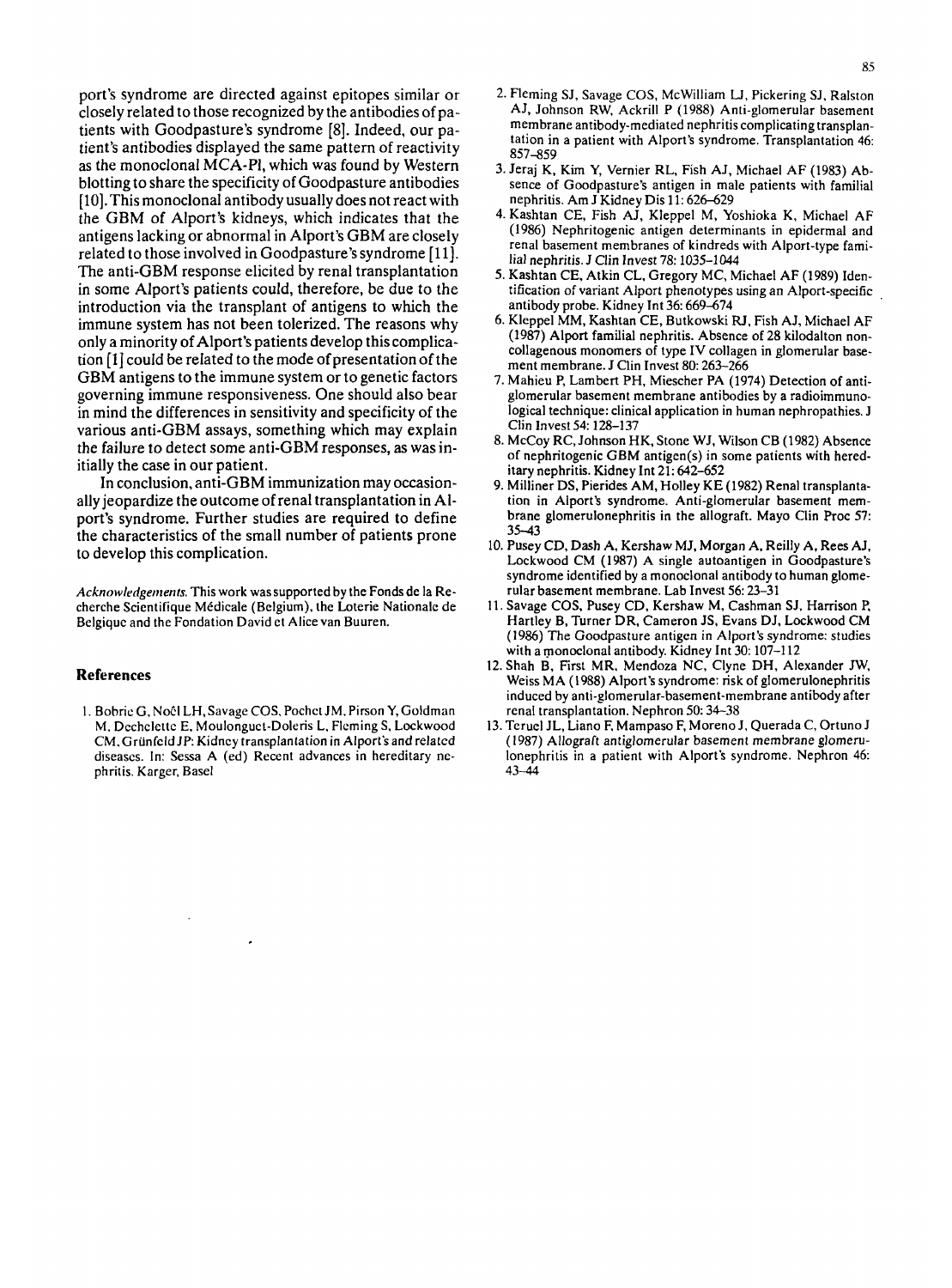port's syndrome are directed against epitopes similar or closely related to those recognized by the antibodies of patients with Goodpasture's syndrome [8]. Indeed, our patient's antibodies displayed the same pattern of reactivity as the monoclonal MCA-P1, which was found by Western blotting to share the specificity of Goodpasture antibodies [10]. This monoclonal antibody usually does not react with the GBM of Alport's kidneys, which indicates that the antigens lacking or abnormal in Alport's GBM are closely related to those involved in Goodpasture's syndrome [11]. The anti-GBM response elicited by renal transplantation in some Alport's patients could, therefore, be due to the introduction via the transplant of antigens to which the immune system has not been tolerized. The reasons why only a minority of Alport's patients develop this complication [1] could be related to the mode of presentation of the GBM antigens to the immune system or to genetic factors governing immune responsiveness. One should also bear in mind the differences in sensitivity and specificity of the various anti-GBM assays, something which may explain the failure to detect some anti-GBM responses, as was initially the case in our patient.

In conclusion, anti-GBM immunization may occasionally jeopardize the outcome of renal transplantation in Alport's syndrome. Further studies are required to define the characteristics of the small number of patients prone to develop this complication.

*Acknowledgements.* This work was supported by the Fonds de la Recherche Scientifique Médicale (Belgium), the Loterie Nationale de Belgique and the Fondation David et Alice van Buuren.

## References

1. Bobrie G, Noël LH, Savage COS, Pochet JM, Pirson Y, Goldman M, Dechelette E, Moulonguet-Doleris L, Fleming S, Lockwood CM, Grünfeld JP: Kidney transplantation in Alport's and related diseases. In: Sessa A (ed) Recent advances in hereditary nephritis. Karger, Basel
2. Fleming SJ, Savage COS, McWilliam LJ, Pickering SJ, Ralston AJ, Johnson RW, Ackrill P (1988) Anti-glomerular basement membrane antibody-mediated nephritis complicating transplantation in a patient with Alport's syndrome. Transplantation 46: 857–859
3. Jeraj K, Kim Y, Vernier RL, Fish AJ, Michael AF (1983) Absence of Goodpasture's antigen in male patients with familial nephritis. Am J Kidney Dis 11: 626–629
4. Kashtan CE, Fish AJ, Kleppel M, Yoshioka K, Michael AF (1986) Nephritogenic antigen determinants in epidermal and renal basement membranes of kindreds with Alport-type familial nephritis. J Clin Invest 78: 1035–1044
5. Kashtan CE, Atkin CL, Gregory MC, Michael AF (1989) Identification of variant Alport phenotypes using an Alport-specific antibody probe. Kidney Int 36: 669–674
6. Kleppel MM, Kashtan CE, Butkowski RJ, Fish AJ, Michael AF (1987) Alport familial nephritis. Absence of 28 kilodalton non-collagenous monomers of type IV collagen in glomerular basement membrane. J Clin Invest 80: 263–266
7. Mahieu P, Lambert PH, Miescher PA (1974) Detection of anti-glomerular basement membrane antibodies by a radioimmunological technique: clinical application in human nephropathies. J Clin Invest 54: 128–137
8. McCoy RC, Johnson HK, Stone WJ, Wilson CB (1982) Absence of nephritogenic GBM antigen(s) in some patients with hereditary nephritis. Kidney Int 21: 642–652
9. Milliner DS, Pierides AM, Holley KE (1982) Renal transplantation in Alport's syndrome. Anti-glomerular basement membrane glomerulonephritis in the allograft. Mayo Clin Proc 57: 35–43
10. Pusey CD, Dash A, Kershaw MJ, Morgan A, Reilly A, Rees AJ, Lockwood CM (1987) A single autoantigen in Goodpasture's syndrome identified by a monoclonal antibody to human glomerular basement membrane. Lab Invest 56: 23–31
11. Savage COS, Pusey CD, Kershaw M, Cashman SJ, Harrison P, Hartley B, Turner DR, Cameron JS, Evans DJ, Lockwood CM (1986) The Goodpasture antigen in Alport's syndrome: studies with a monoclonal antibody. Kidney Int 30: 107–112
12. Shah B, First MR, Mendoza NC, Clyne DH, Alexander JW, Weiss MA (1988) Alport's syndrome: risk of glomerulonephritis induced by anti-glomerular-basement-membrane antibody after renal transplantation. Nephron 50: 34–38
13. Teruel JL, Liano F, Mampaso F, Moreno J, Querada C, Ortuno J (1987) Allograft antiglomerular basement membrane glomerulonephritis in a patient with Alport's syndrome. Nephron 46: 43–44